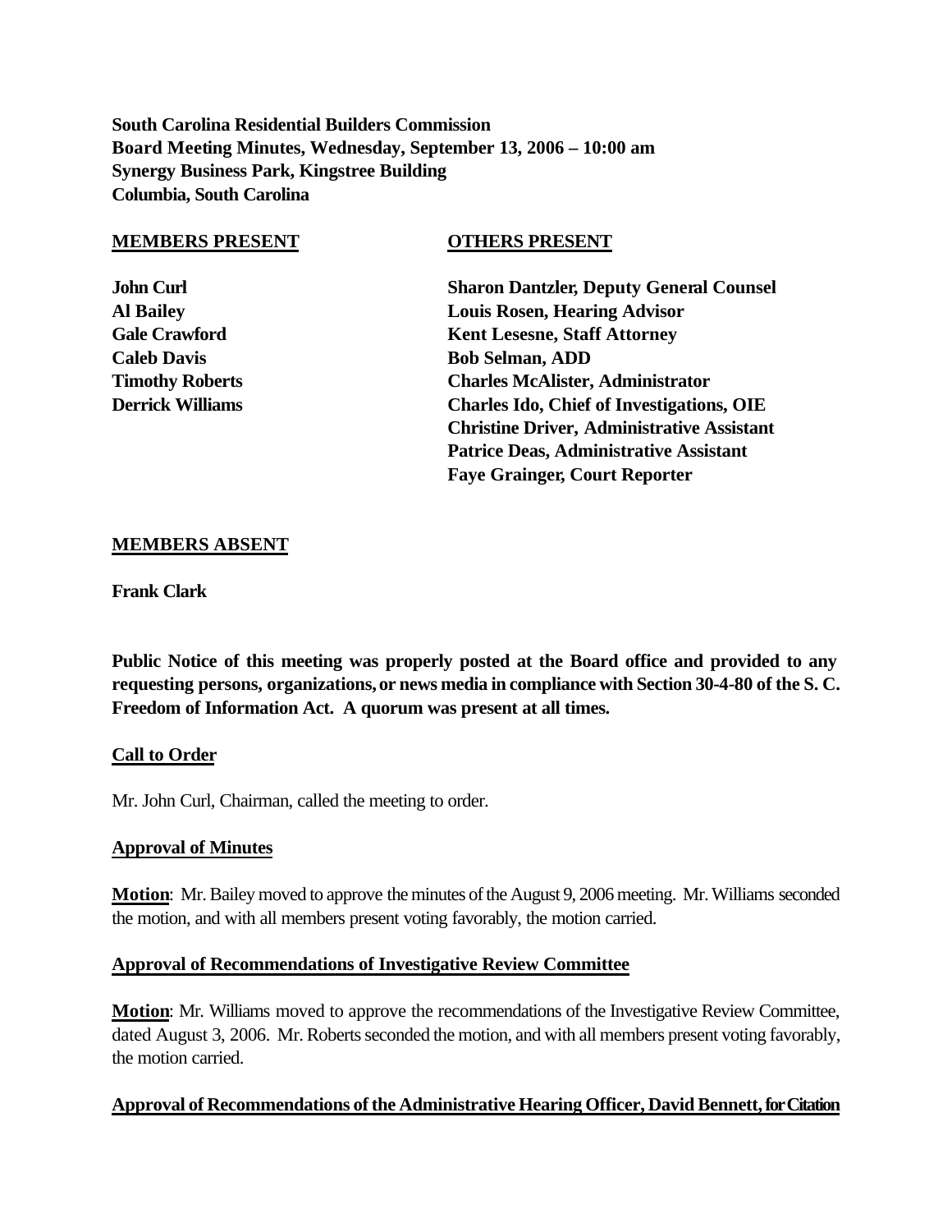**South Carolina Residential Builders Commission**
**Board Meeting Minutes, Wednesday, September 13, 2006 – 10:00 am**
**Synergy Business Park, Kingstree Building**
**Columbia, South Carolina**

| **MEMBERS PRESENT** | **OTHERS PRESENT** |
|---|---|
| **John Curl** | **Sharon Dantzler, Deputy General Counsel** |
| **Al Bailey** | **Louis Rosen, Hearing Advisor** |
| **Gale Crawford** | **Kent Lesesne, Staff Attorney** |
| **Caleb Davis** | **Bob Selman, ADD** |
| **Timothy Roberts** | **Charles McAlister, Administrator** |
| **Derrick Williams** | **Charles Ido, Chief of Investigations, OIE** |
| | **Christine Driver, Administrative Assistant** |
| | **Patrice Deas, Administrative Assistant** |
| | **Faye Grainger, Court Reporter** |

**MEMBERS ABSENT**

**Frank Clark**

**Public Notice of this meeting was properly posted at the Board office and provided to any requesting persons, organizations, or news media in compliance with Section 30-4-80 of the S. C. Freedom of Information Act. A quorum was present at all times.**

**Call to Order**

Mr. John Curl, Chairman, called the meeting to order.

**Approval of Minutes**

**Motion**: Mr. Bailey moved to approve the minutes of the August 9, 2006 meeting. Mr. Williams seconded the motion, and with all members present voting favorably, the motion carried.

**Approval of Recommendations of Investigative Review Committee**

**Motion**: Mr. Williams moved to approve the recommendations of the Investigative Review Committee, dated August 3, 2006. Mr. Roberts seconded the motion, and with all members present voting favorably, the motion carried.

**Approval of Recommendations of the Administrative Hearing Officer, David Bennett, for Citation**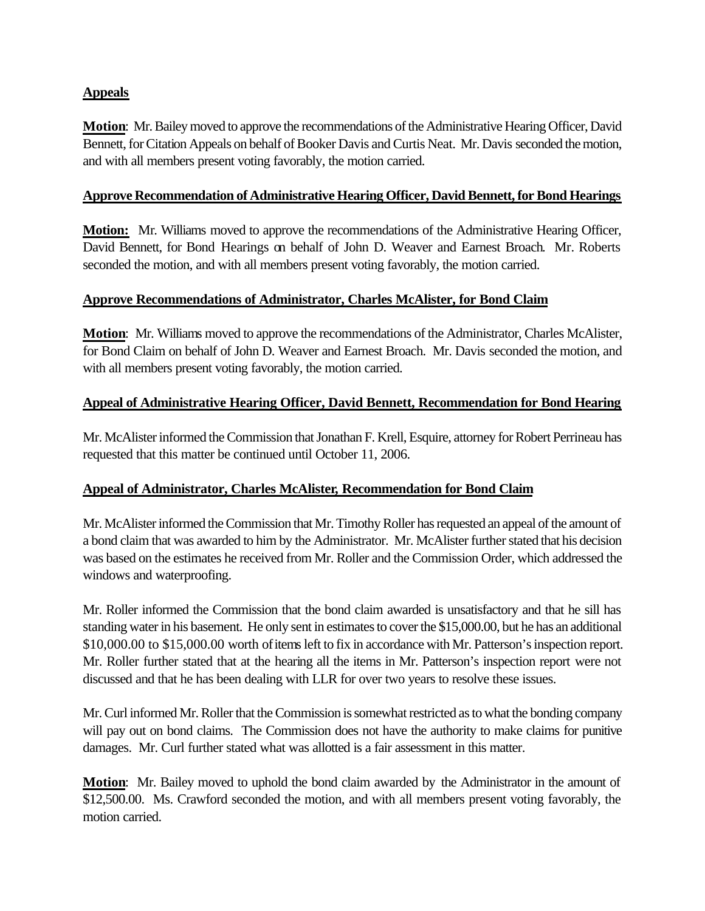## Appeals

**Motion**: Mr. Bailey moved to approve the recommendations of the Administrative Hearing Officer, David Bennett, for Citation Appeals on behalf of Booker Davis and Curtis Neat. Mr. Davis seconded the motion, and with all members present voting favorably, the motion carried.

## Approve Recommendation of Administrative Hearing Officer, David Bennett, for Bond Hearings

**Motion:** Mr. Williams moved to approve the recommendations of the Administrative Hearing Officer, David Bennett, for Bond Hearings on behalf of John D. Weaver and Earnest Broach. Mr. Roberts seconded the motion, and with all members present voting favorably, the motion carried.

## Approve Recommendations of Administrator, Charles McAlister, for Bond Claim

**Motion**: Mr. Williams moved to approve the recommendations of the Administrator, Charles McAlister, for Bond Claim on behalf of John D. Weaver and Earnest Broach. Mr. Davis seconded the motion, and with all members present voting favorably, the motion carried.

## Appeal of Administrative Hearing Officer, David Bennett, Recommendation for Bond Hearing

Mr. McAlister informed the Commission that Jonathan F. Krell, Esquire, attorney for Robert Perrineau has requested that this matter be continued until October 11, 2006.

## Appeal of Administrator, Charles McAlister, Recommendation for Bond Claim

Mr. McAlister informed the Commission that Mr. Timothy Roller has requested an appeal of the amount of a bond claim that was awarded to him by the Administrator. Mr. McAlister further stated that his decision was based on the estimates he received from Mr. Roller and the Commission Order, which addressed the windows and waterproofing.

Mr. Roller informed the Commission that the bond claim awarded is unsatisfactory and that he sill has standing water in his basement. He only sent in estimates to cover the $15,000.00, but he has an additional $10,000.00 to $15,000.00 worth of items left to fix in accordance with Mr. Patterson's inspection report. Mr. Roller further stated that at the hearing all the items in Mr. Patterson's inspection report were not discussed and that he has been dealing with LLR for over two years to resolve these issues.

Mr. Curl informed Mr. Roller that the Commission is somewhat restricted as to what the bonding company will pay out on bond claims. The Commission does not have the authority to make claims for punitive damages. Mr. Curl further stated what was allotted is a fair assessment in this matter.

**Motion**: Mr. Bailey moved to uphold the bond claim awarded by the Administrator in the amount of $12,500.00. Ms. Crawford seconded the motion, and with all members present voting favorably, the motion carried.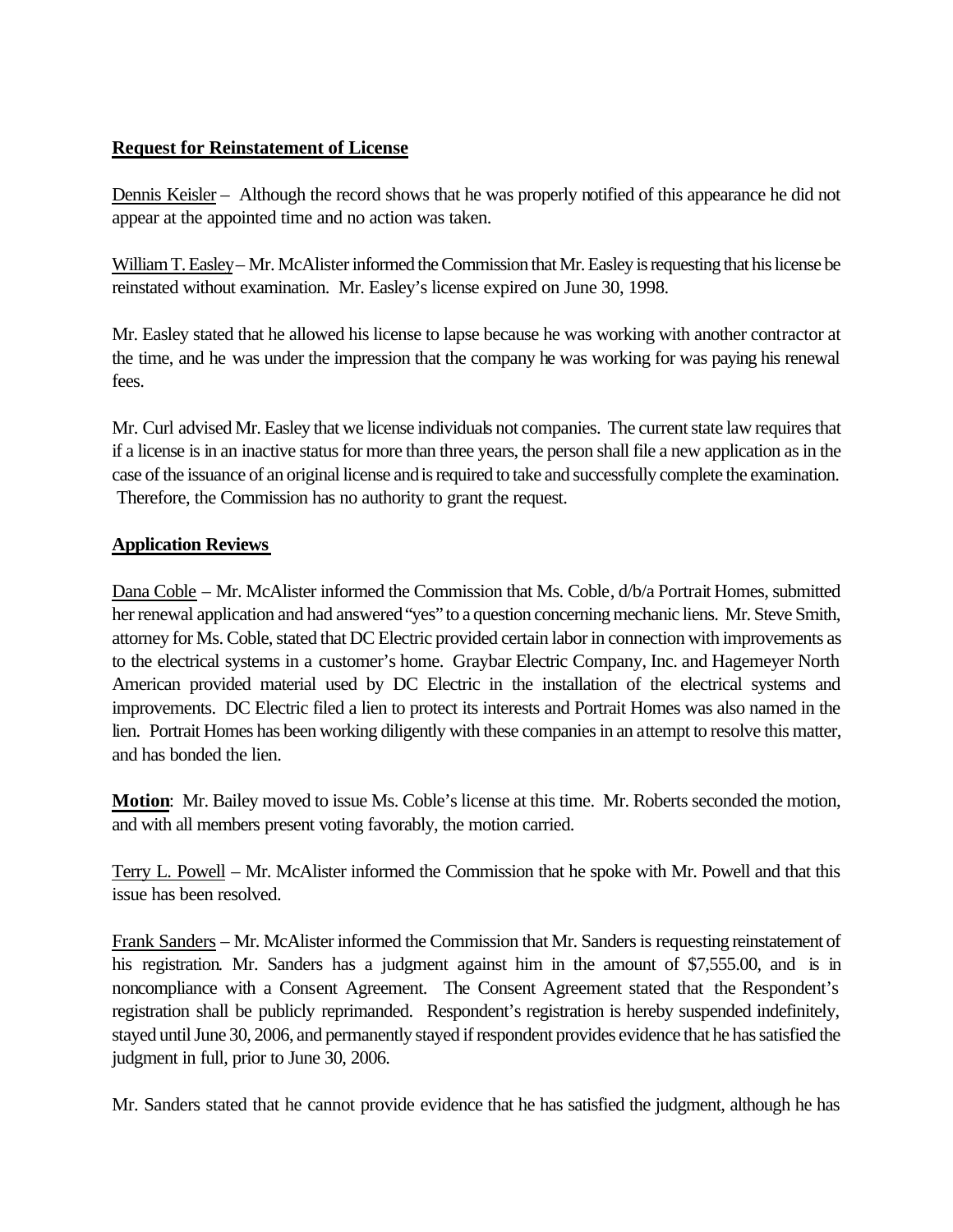**Request for Reinstatement of License**

Dennis Keisler – Although the record shows that he was properly notified of this appearance he did not appear at the appointed time and no action was taken.

William T. Easley – Mr. McAlister informed the Commission that Mr. Easley is requesting that his license be reinstated without examination. Mr. Easley's license expired on June 30, 1998.

Mr. Easley stated that he allowed his license to lapse because he was working with another contractor at the time, and he was under the impression that the company he was working for was paying his renewal fees.

Mr. Curl advised Mr. Easley that we license individuals not companies. The current state law requires that if a license is in an inactive status for more than three years, the person shall file a new application as in the case of the issuance of an original license and is required to take and successfully complete the examination. Therefore, the Commission has no authority to grant the request.

**Application Reviews**

Dana Coble – Mr. McAlister informed the Commission that Ms. Coble, d/b/a Portrait Homes, submitted her renewal application and had answered "yes" to a question concerning mechanic liens. Mr. Steve Smith, attorney for Ms. Coble, stated that DC Electric provided certain labor in connection with improvements as to the electrical systems in a customer's home. Graybar Electric Company, Inc. and Hagemeyer North American provided material used by DC Electric in the installation of the electrical systems and improvements. DC Electric filed a lien to protect its interests and Portrait Homes was also named in the lien. Portrait Homes has been working diligently with these companies in an attempt to resolve this matter, and has bonded the lien.

**Motion**: Mr. Bailey moved to issue Ms. Coble's license at this time. Mr. Roberts seconded the motion, and with all members present voting favorably, the motion carried.

Terry L. Powell – Mr. McAlister informed the Commission that he spoke with Mr. Powell and that this issue has been resolved.

Frank Sanders – Mr. McAlister informed the Commission that Mr. Sanders is requesting reinstatement of his registration. Mr. Sanders has a judgment against him in the amount of $7,555.00, and is in noncompliance with a Consent Agreement. The Consent Agreement stated that the Respondent's registration shall be publicly reprimanded. Respondent's registration is hereby suspended indefinitely, stayed until June 30, 2006, and permanently stayed if respondent provides evidence that he has satisfied the judgment in full, prior to June 30, 2006.

Mr. Sanders stated that he cannot provide evidence that he has satisfied the judgment, although he has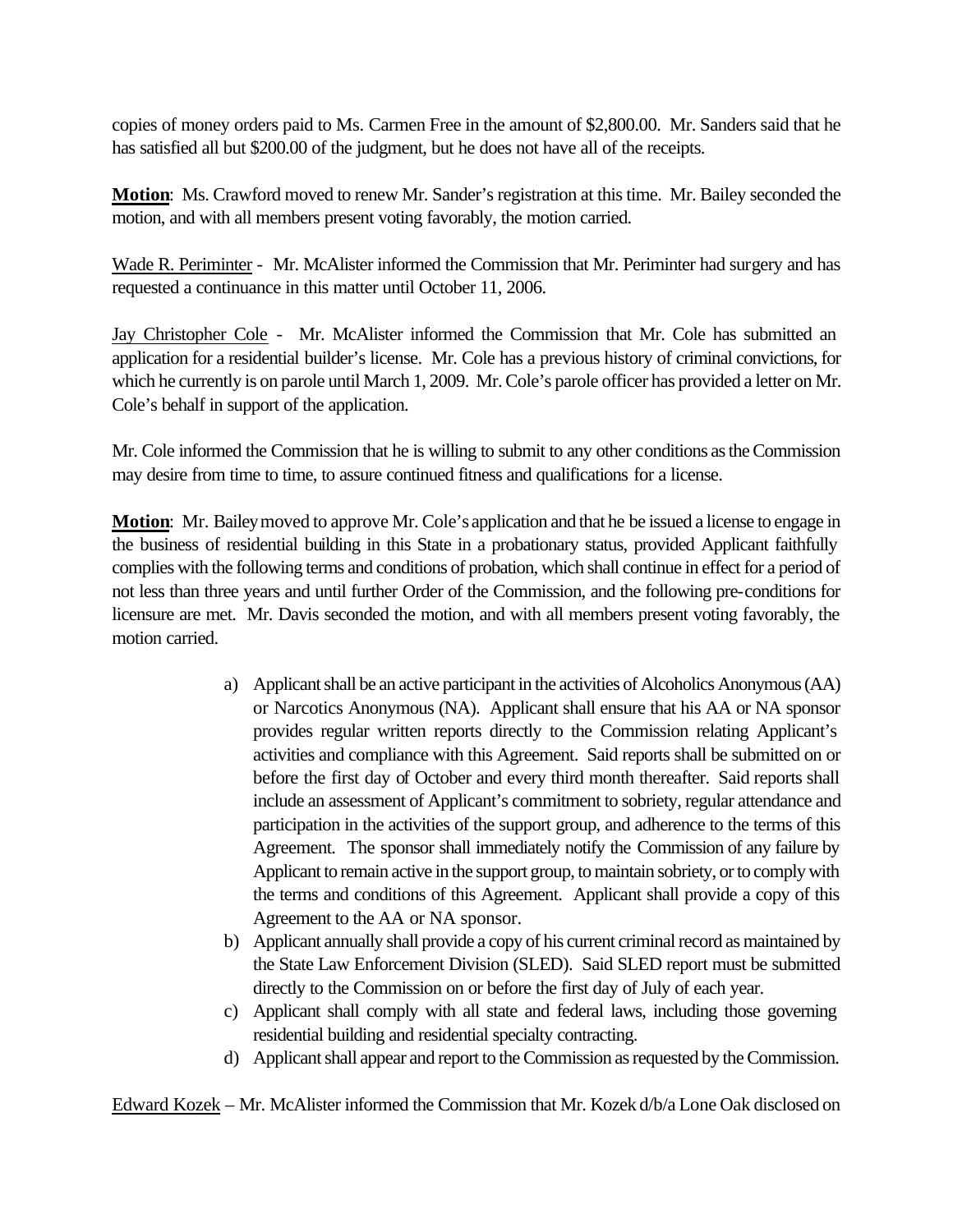copies of money orders paid to Ms. Carmen Free in the amount of $2,800.00. Mr. Sanders said that he has satisfied all but $200.00 of the judgment, but he does not have all of the receipts.

**Motion**: Ms. Crawford moved to renew Mr. Sander's registration at this time. Mr. Bailey seconded the motion, and with all members present voting favorably, the motion carried.

Wade R. Periminter - Mr. McAlister informed the Commission that Mr. Periminter had surgery and has requested a continuance in this matter until October 11, 2006.

Jay Christopher Cole - Mr. McAlister informed the Commission that Mr. Cole has submitted an application for a residential builder's license. Mr. Cole has a previous history of criminal convictions, for which he currently is on parole until March 1, 2009. Mr. Cole's parole officer has provided a letter on Mr. Cole's behalf in support of the application.

Mr. Cole informed the Commission that he is willing to submit to any other conditions as the Commission may desire from time to time, to assure continued fitness and qualifications for a license.

**Motion**: Mr. Bailey moved to approve Mr. Cole's application and that he be issued a license to engage in the business of residential building in this State in a probationary status, provided Applicant faithfully complies with the following terms and conditions of probation, which shall continue in effect for a period of not less than three years and until further Order of the Commission, and the following pre-conditions for licensure are met. Mr. Davis seconded the motion, and with all members present voting favorably, the motion carried.

a) Applicant shall be an active participant in the activities of Alcoholics Anonymous (AA) or Narcotics Anonymous (NA). Applicant shall ensure that his AA or NA sponsor provides regular written reports directly to the Commission relating Applicant's activities and compliance with this Agreement. Said reports shall be submitted on or before the first day of October and every third month thereafter. Said reports shall include an assessment of Applicant's commitment to sobriety, regular attendance and participation in the activities of the support group, and adherence to the terms of this Agreement. The sponsor shall immediately notify the Commission of any failure by Applicant to remain active in the support group, to maintain sobriety, or to comply with the terms and conditions of this Agreement. Applicant shall provide a copy of this Agreement to the AA or NA sponsor.
b) Applicant annually shall provide a copy of his current criminal record as maintained by the State Law Enforcement Division (SLED). Said SLED report must be submitted directly to the Commission on or before the first day of July of each year.
c) Applicant shall comply with all state and federal laws, including those governing residential building and residential specialty contracting.
d) Applicant shall appear and report to the Commission as requested by the Commission.

Edward Kozek – Mr. McAlister informed the Commission that Mr. Kozek d/b/a Lone Oak disclosed on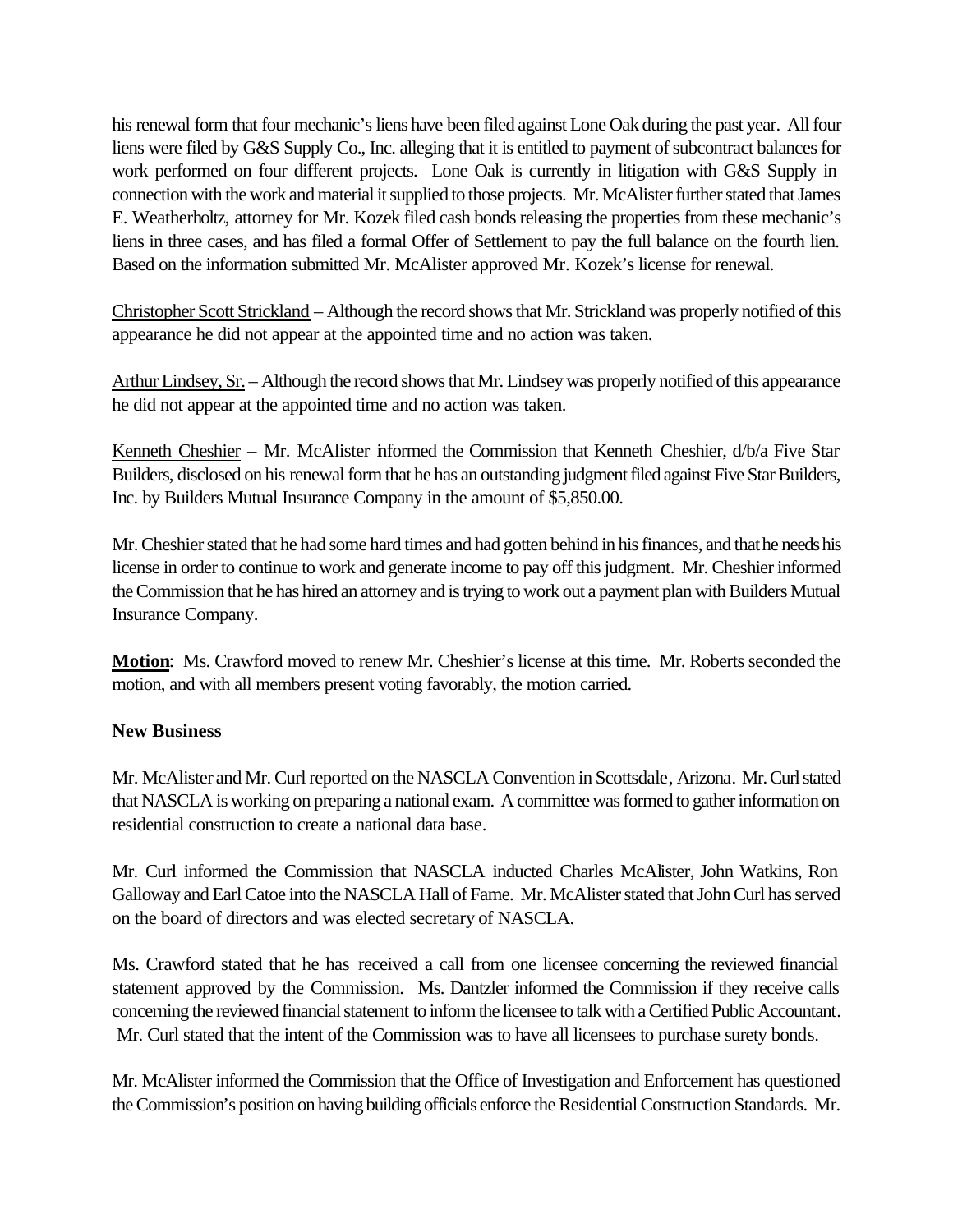his renewal form that four mechanic's liens have been filed against Lone Oak during the past year. All four liens were filed by G&S Supply Co., Inc. alleging that it is entitled to payment of subcontract balances for work performed on four different projects. Lone Oak is currently in litigation with G&S Supply in connection with the work and material it supplied to those projects. Mr. McAlister further stated that James E. Weatherholtz, attorney for Mr. Kozek filed cash bonds releasing the properties from these mechanic's liens in three cases, and has filed a formal Offer of Settlement to pay the full balance on the fourth lien. Based on the information submitted Mr. McAlister approved Mr. Kozek's license for renewal.

Christopher Scott Strickland – Although the record shows that Mr. Strickland was properly notified of this appearance he did not appear at the appointed time and no action was taken.

Arthur Lindsey, Sr. – Although the record shows that Mr. Lindsey was properly notified of this appearance he did not appear at the appointed time and no action was taken.

Kenneth Cheshier – Mr. McAlister informed the Commission that Kenneth Cheshier, d/b/a Five Star Builders, disclosed on his renewal form that he has an outstanding judgment filed against Five Star Builders, Inc. by Builders Mutual Insurance Company in the amount of $5,850.00.

Mr. Cheshier stated that he had some hard times and had gotten behind in his finances, and that he needs his license in order to continue to work and generate income to pay off this judgment. Mr. Cheshier informed the Commission that he has hired an attorney and is trying to work out a payment plan with Builders Mutual Insurance Company.

**Motion**: Ms. Crawford moved to renew Mr. Cheshier's license at this time. Mr. Roberts seconded the motion, and with all members present voting favorably, the motion carried.

**New Business**

Mr. McAlister and Mr. Curl reported on the NASCLA Convention in Scottsdale, Arizona. Mr. Curl stated that NASCLA is working on preparing a national exam. A committee was formed to gather information on residential construction to create a national data base.

Mr. Curl informed the Commission that NASCLA inducted Charles McAlister, John Watkins, Ron Galloway and Earl Catoe into the NASCLA Hall of Fame. Mr. McAlister stated that John Curl has served on the board of directors and was elected secretary of NASCLA.

Ms. Crawford stated that he has received a call from one licensee concerning the reviewed financial statement approved by the Commission. Ms. Dantzler informed the Commission if they receive calls concerning the reviewed financial statement to inform the licensee to talk with a Certified Public Accountant. Mr. Curl stated that the intent of the Commission was to have all licensees to purchase surety bonds.

Mr. McAlister informed the Commission that the Office of Investigation and Enforcement has questioned the Commission's position on having building officials enforce the Residential Construction Standards. Mr.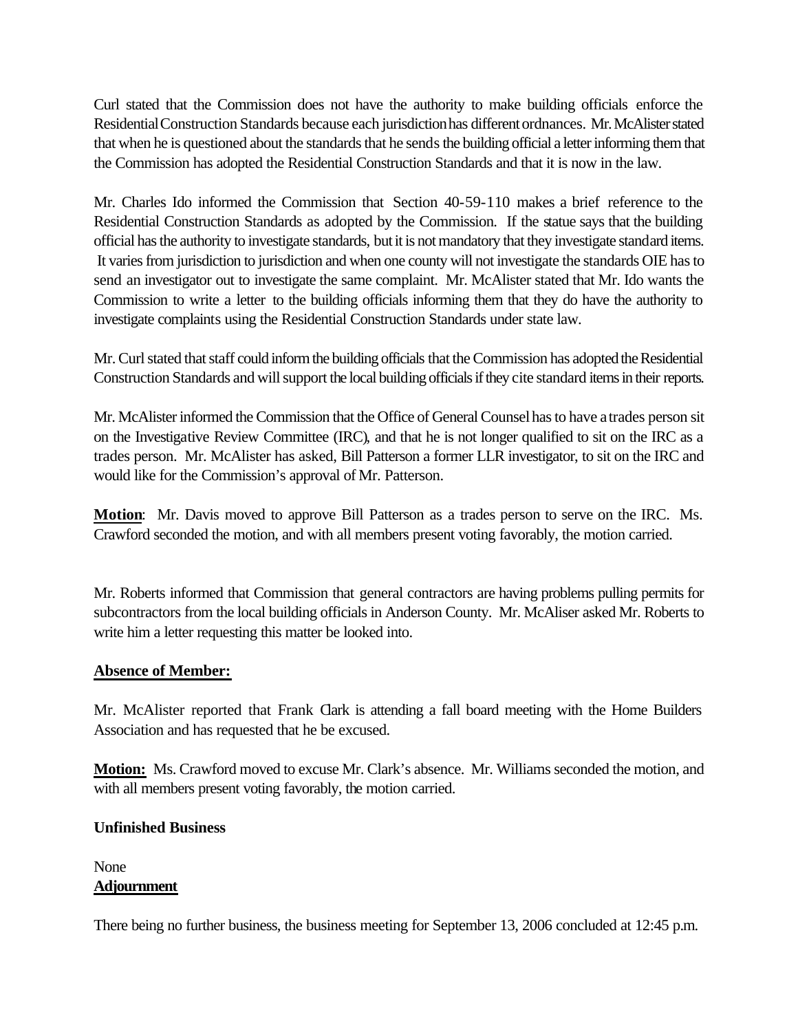Curl stated that the Commission does not have the authority to make building officials enforce the Residential Construction Standards because each jurisdiction has different ordnances. Mr. McAlister stated that when he is questioned about the standards that he sends the building official a letter informing them that the Commission has adopted the Residential Construction Standards and that it is now in the law.

Mr. Charles Ido informed the Commission that Section 40-59-110 makes a brief reference to the Residential Construction Standards as adopted by the Commission. If the statue says that the building official has the authority to investigate standards, but it is not mandatory that they investigate standard items. It varies from jurisdiction to jurisdiction and when one county will not investigate the standards OIE has to send an investigator out to investigate the same complaint. Mr. McAlister stated that Mr. Ido wants the Commission to write a letter to the building officials informing them that they do have the authority to investigate complaints using the Residential Construction Standards under state law.

Mr. Curl stated that staff could inform the building officials that the Commission has adopted the Residential Construction Standards and will support the local building officials if they cite standard items in their reports.

Mr. McAlister informed the Commission that the Office of General Counsel has to have a trades person sit on the Investigative Review Committee (IRC), and that he is not longer qualified to sit on the IRC as a trades person. Mr. McAlister has asked, Bill Patterson a former LLR investigator, to sit on the IRC and would like for the Commission's approval of Mr. Patterson.

**Motion**: Mr. Davis moved to approve Bill Patterson as a trades person to serve on the IRC. Ms. Crawford seconded the motion, and with all members present voting favorably, the motion carried.

Mr. Roberts informed that Commission that general contractors are having problems pulling permits for subcontractors from the local building officials in Anderson County. Mr. McAliser asked Mr. Roberts to write him a letter requesting this matter be looked into.

**Absence of Member:**

Mr. McAlister reported that Frank Clark is attending a fall board meeting with the Home Builders Association and has requested that he be excused.

**Motion:** Ms. Crawford moved to excuse Mr. Clark's absence. Mr. Williams seconded the motion, and with all members present voting favorably, the motion carried.

**Unfinished Business**

None

**Adjournment**

There being no further business, the business meeting for September 13, 2006 concluded at 12:45 p.m.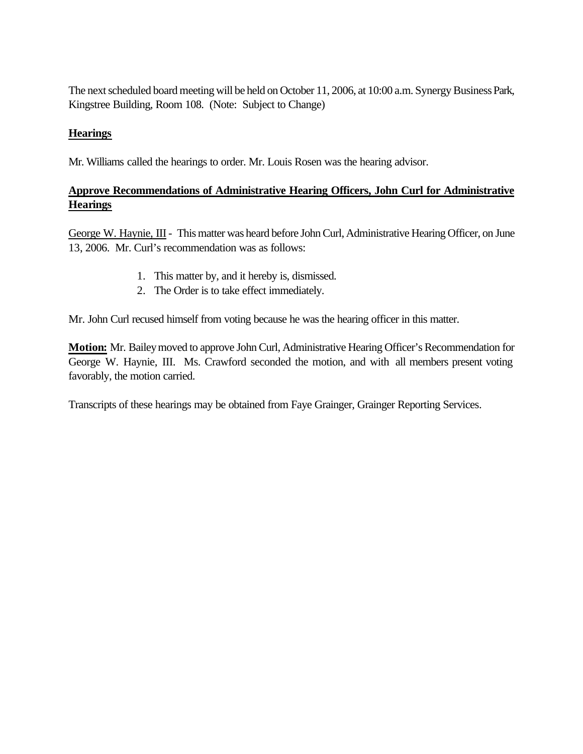The next scheduled board meeting will be held on October 11, 2006, at 10:00 a.m. Synergy Business Park, Kingstree Building, Room 108. (Note: Subject to Change)

## Hearings

Mr. Williams called the hearings to order. Mr. Louis Rosen was the hearing advisor.

## Approve Recommendations of Administrative Hearing Officers, John Curl for Administrative Hearings

George W. Haynie, III - This matter was heard before John Curl, Administrative Hearing Officer, on June 13, 2006. Mr. Curl's recommendation was as follows:

1. This matter by, and it hereby is, dismissed.
2. The Order is to take effect immediately.

Mr. John Curl recused himself from voting because he was the hearing officer in this matter.

**Motion:** Mr. Bailey moved to approve John Curl, Administrative Hearing Officer's Recommendation for George W. Haynie, III. Ms. Crawford seconded the motion, and with all members present voting favorably, the motion carried.

Transcripts of these hearings may be obtained from Faye Grainger, Grainger Reporting Services.